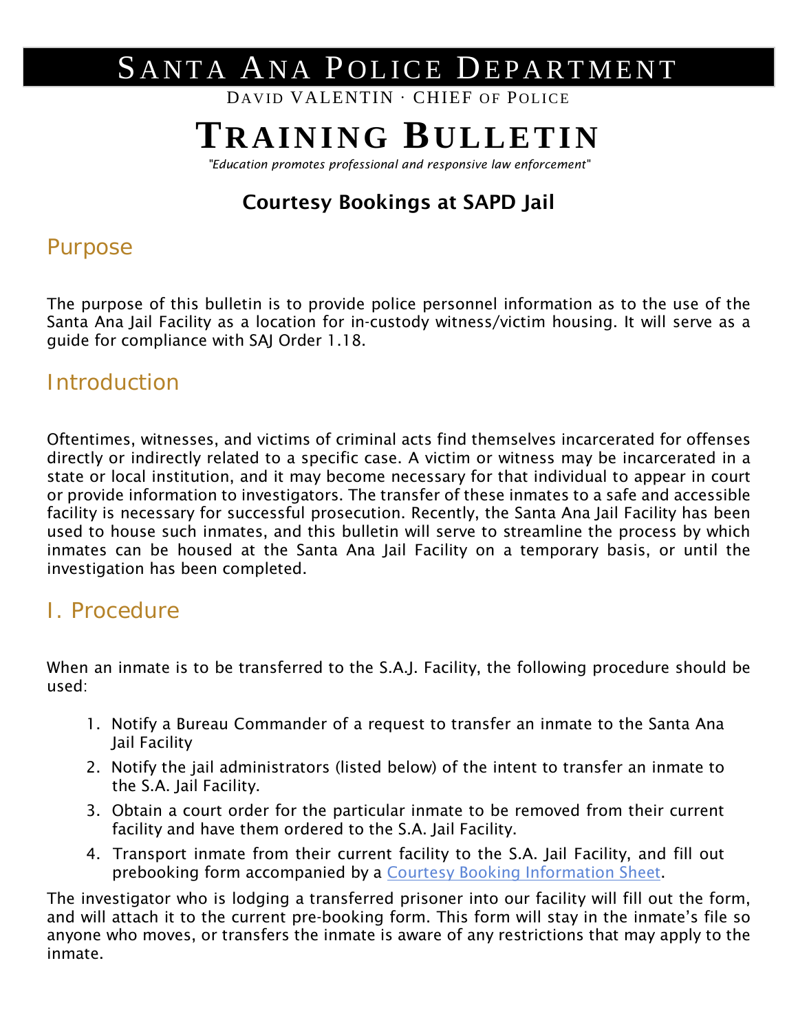# Santa Ana Police Department

David VALENTIN · CHIEF of Police

# Training Bulletin

*"Education promotes professional and responsive law enforcement"*

## Courtesy Bookings at SAPD Jail

## Purpose

The purpose of this bulletin is to provide police personnel information as to the use of the Santa Ana Jail Facility as a location for in-custody witness/victim housing. It will serve as a guide for compliance with SAJ Order 1.18.

## Introduction

Oftentimes, witnesses, and victims of criminal acts find themselves incarcerated for offenses directly or indirectly related to a specific case. A victim or witness may be incarcerated in a state or local institution, and it may become necessary for that individual to appear in court or provide information to investigators. The transfer of these inmates to a safe and accessible facility is necessary for successful prosecution. Recently, the Santa Ana Jail Facility has been used to house such inmates, and this bulletin will serve to streamline the process by which inmates can be housed at the Santa Ana Jail Facility on a temporary basis, or until the investigation has been completed.

## I. Procedure

When an inmate is to be transferred to the S.A.J. Facility, the following procedure should be used:

1. Notify a Bureau Commander of a request to transfer an inmate to the Santa Ana Jail Facility
2. Notify the jail administrators (listed below) of the intent to transfer an inmate to the S.A. Jail Facility.
3. Obtain a court order for the particular inmate to be removed from their current facility and have them ordered to the S.A. Jail Facility.
4. Transport inmate from their current facility to the S.A. Jail Facility, and fill out prebooking form accompanied by a Courtesy Booking Information Sheet.

The investigator who is lodging a transferred prisoner into our facility will fill out the form, and will attach it to the current pre-booking form. This form will stay in the inmate's file so anyone who moves, or transfers the inmate is aware of any restrictions that may apply to the inmate.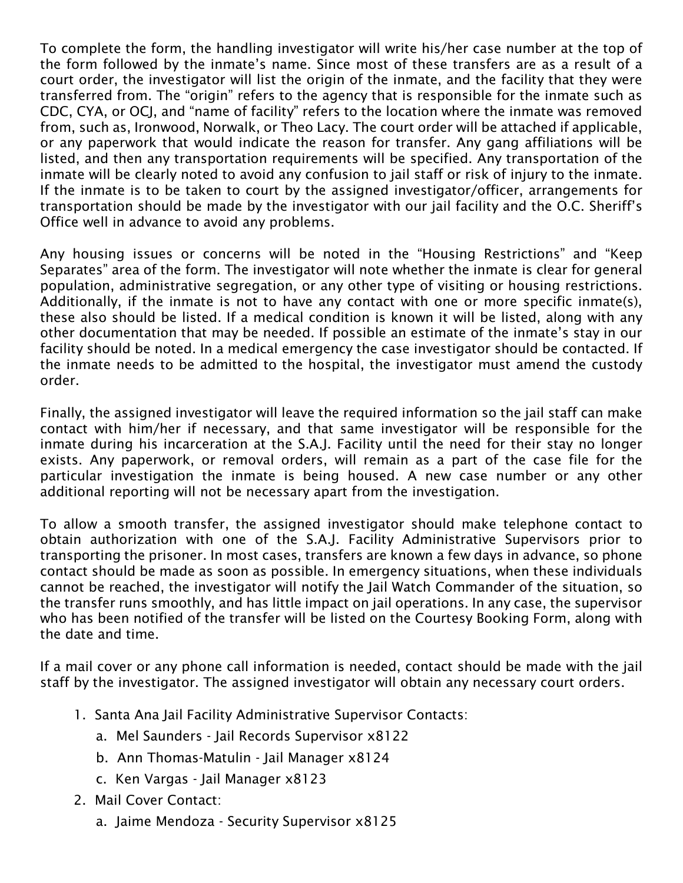To complete the form, the handling investigator will write his/her case number at the top of the form followed by the inmate's name. Since most of these transfers are as a result of a court order, the investigator will list the origin of the inmate, and the facility that they were transferred from. The "origin" refers to the agency that is responsible for the inmate such as CDC, CYA, or OCJ, and "name of facility" refers to the location where the inmate was removed from, such as, Ironwood, Norwalk, or Theo Lacy. The court order will be attached if applicable, or any paperwork that would indicate the reason for transfer. Any gang affiliations will be listed, and then any transportation requirements will be specified. Any transportation of the inmate will be clearly noted to avoid any confusion to jail staff or risk of injury to the inmate. If the inmate is to be taken to court by the assigned investigator/officer, arrangements for transportation should be made by the investigator with our jail facility and the O.C. Sheriff's Office well in advance to avoid any problems.

Any housing issues or concerns will be noted in the "Housing Restrictions" and "Keep Separates" area of the form. The investigator will note whether the inmate is clear for general population, administrative segregation, or any other type of visiting or housing restrictions. Additionally, if the inmate is not to have any contact with one or more specific inmate(s), these also should be listed. If a medical condition is known it will be listed, along with any other documentation that may be needed. If possible an estimate of the inmate's stay in our facility should be noted. In a medical emergency the case investigator should be contacted. If the inmate needs to be admitted to the hospital, the investigator must amend the custody order.

Finally, the assigned investigator will leave the required information so the jail staff can make contact with him/her if necessary, and that same investigator will be responsible for the inmate during his incarceration at the S.A.J. Facility until the need for their stay no longer exists. Any paperwork, or removal orders, will remain as a part of the case file for the particular investigation the inmate is being housed. A new case number or any other additional reporting will not be necessary apart from the investigation.

To allow a smooth transfer, the assigned investigator should make telephone contact to obtain authorization with one of the S.A.J. Facility Administrative Supervisors prior to transporting the prisoner. In most cases, transfers are known a few days in advance, so phone contact should be made as soon as possible. In emergency situations, when these individuals cannot be reached, the investigator will notify the Jail Watch Commander of the situation, so the transfer runs smoothly, and has little impact on jail operations. In any case, the supervisor who has been notified of the transfer will be listed on the Courtesy Booking Form, along with the date and time.

If a mail cover or any phone call information is needed, contact should be made with the jail staff by the investigator. The assigned investigator will obtain any necessary court orders.

1. Santa Ana Jail Facility Administrative Supervisor Contacts:
    a. Mel Saunders - Jail Records Supervisor x8122
    b. Ann Thomas-Matulin - Jail Manager x8124
    c. Ken Vargas - Jail Manager x8123
2. Mail Cover Contact:
    a. Jaime Mendoza - Security Supervisor x8125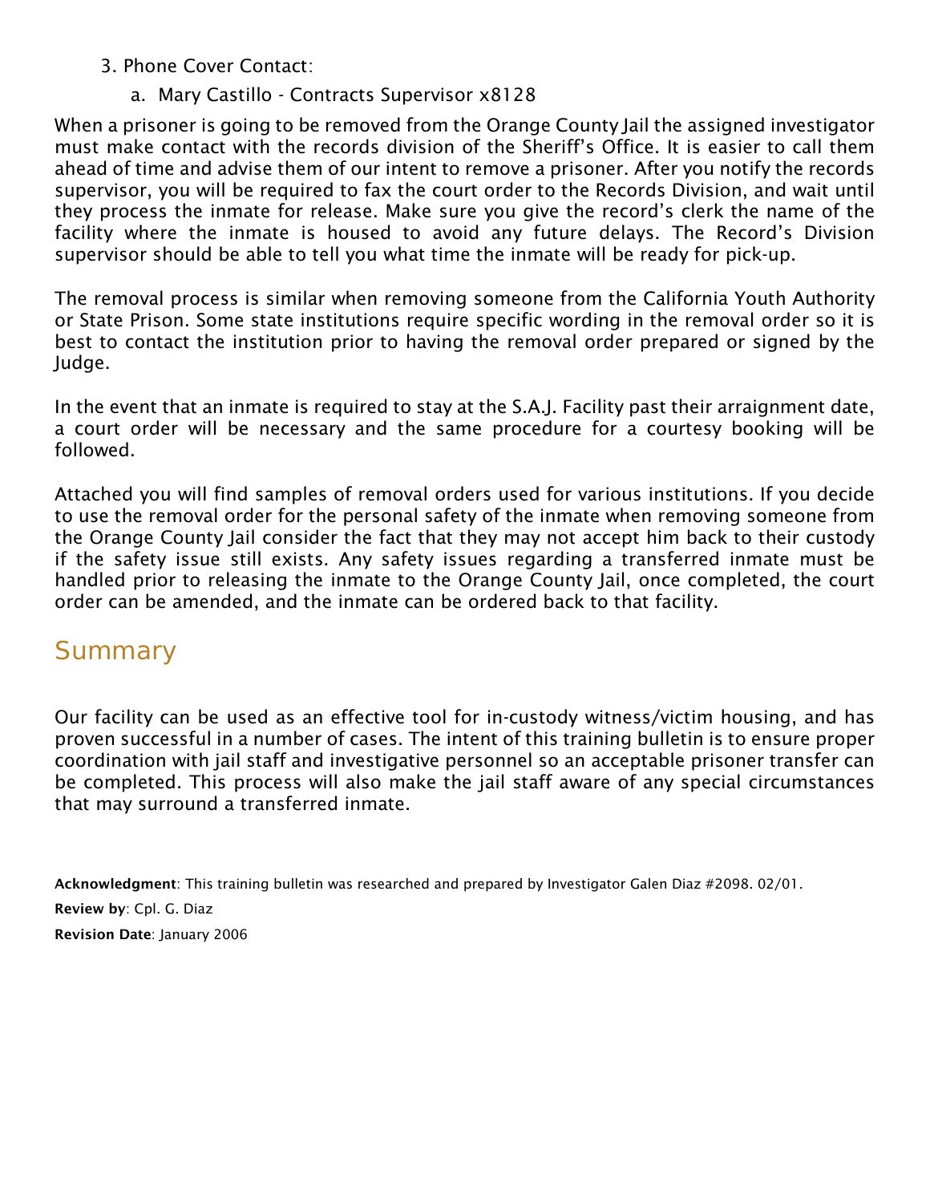3. Phone Cover Contact:
    a. Mary Castillo - Contracts Supervisor x8128

When a prisoner is going to be removed from the Orange County Jail the assigned investigator must make contact with the records division of the Sheriff's Office. It is easier to call them ahead of time and advise them of our intent to remove a prisoner. After you notify the records supervisor, you will be required to fax the court order to the Records Division, and wait until they process the inmate for release. Make sure you give the record's clerk the name of the facility where the inmate is housed to avoid any future delays. The Record's Division supervisor should be able to tell you what time the inmate will be ready for pick-up.

The removal process is similar when removing someone from the California Youth Authority or State Prison. Some state institutions require specific wording in the removal order so it is best to contact the institution prior to having the removal order prepared or signed by the Judge.

In the event that an inmate is required to stay at the S.A.J. Facility past their arraignment date, a court order will be necessary and the same procedure for a courtesy booking will be followed.

Attached you will find samples of removal orders used for various institutions. If you decide to use the removal order for the personal safety of the inmate when removing someone from the Orange County Jail consider the fact that they may not accept him back to their custody if the safety issue still exists. Any safety issues regarding a transferred inmate must be handled prior to releasing the inmate to the Orange County Jail, once completed, the court order can be amended, and the inmate can be ordered back to that facility.

## Summary

Our facility can be used as an effective tool for in-custody witness/victim housing, and has proven successful in a number of cases. The intent of this training bulletin is to ensure proper coordination with jail staff and investigative personnel so an acceptable prisoner transfer can be completed. This process will also make the jail staff aware of any special circumstances that may surround a transferred inmate.

**Acknowledgment**: This training bulletin was researched and prepared by Investigator Galen Diaz #2098. 02/01.

**Review by**: Cpl. G. Diaz

**Revision Date**: January 2006